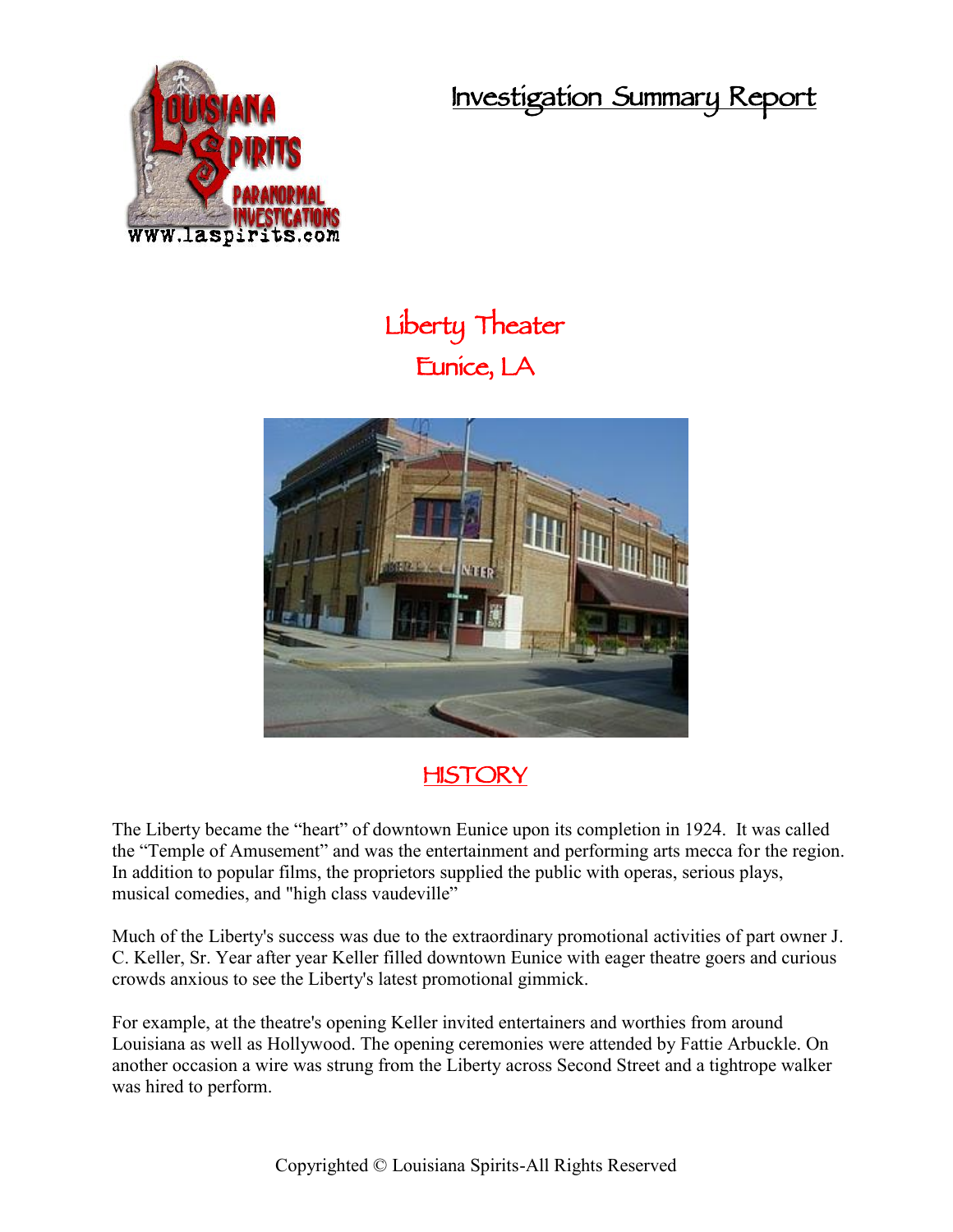# Investigation Summary Report

## Liberty Theater
## Eunice, LA

## HISTORY

The Liberty became the "heart" of downtown Eunice upon its completion in 1924. It was called the "Temple of Amusement" and was the entertainment and performing arts mecca for the region. In addition to popular films, the proprietors supplied the public with operas, serious plays, musical comedies, and "high class vaudeville"

Much of the Liberty's success was due to the extraordinary promotional activities of part owner J. C. Keller, Sr. Year after year Keller filled downtown Eunice with eager theatre goers and curious crowds anxious to see the Liberty's latest promotional gimmick.

For example, at the theatre's opening Keller invited entertainers and worthies from around Louisiana as well as Hollywood. The opening ceremonies were attended by Fattie Arbuckle. On another occasion a wire was strung from the Liberty across Second Street and a tightrope walker was hired to perform.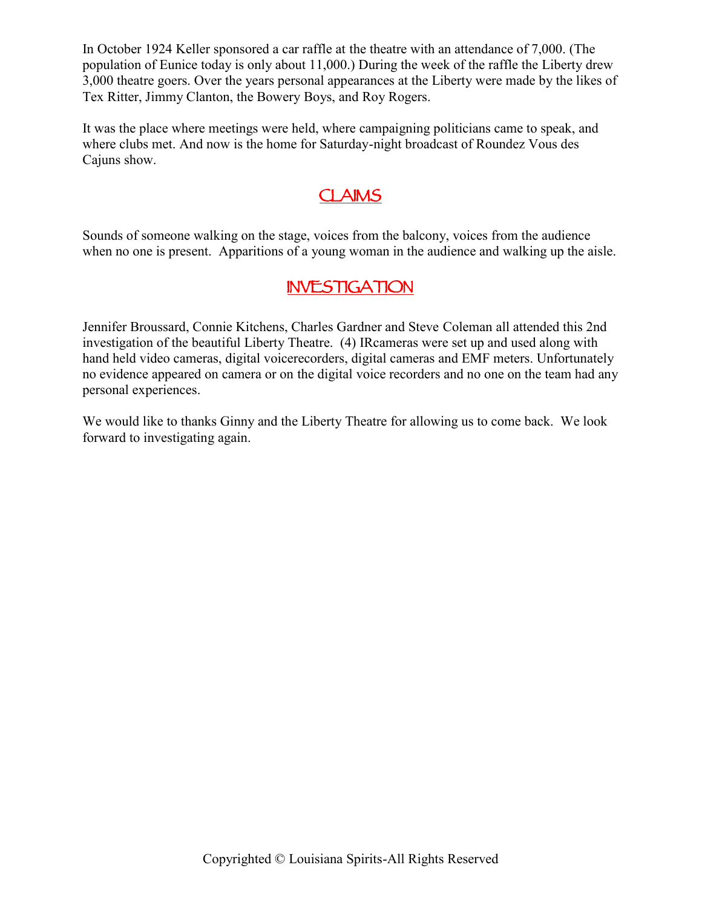In October 1924 Keller sponsored a car raffle at the theatre with an attendance of 7,000. (The population of Eunice today is only about 11,000.) During the week of the raffle the Liberty drew 3,000 theatre goers. Over the years personal appearances at the Liberty were made by the likes of Tex Ritter, Jimmy Clanton, the Bowery Boys, and Roy Rogers.

It was the place where meetings were held, where campaigning politicians came to speak, and where clubs met. And now is the home for Saturday-night broadcast of Roundez Vous des Cajuns show.

## CLAIMS

Sounds of someone walking on the stage, voices from the balcony, voices from the audience when no one is present. Apparitions of a young woman in the audience and walking up the aisle.

## INVESTIGATION

Jennifer Broussard, Connie Kitchens, Charles Gardner and Steve Coleman all attended this 2nd investigation of the beautiful Liberty Theatre. (4) IRcameras were set up and used along with hand held video cameras, digital voicerecorders, digital cameras and EMF meters. Unfortunately no evidence appeared on camera or on the digital voice recorders and no one on the team had any personal experiences.

We would like to thanks Ginny and the Liberty Theatre for allowing us to come back. We look forward to investigating again.

Copyrighted © Louisiana Spirits-All Rights Reserved